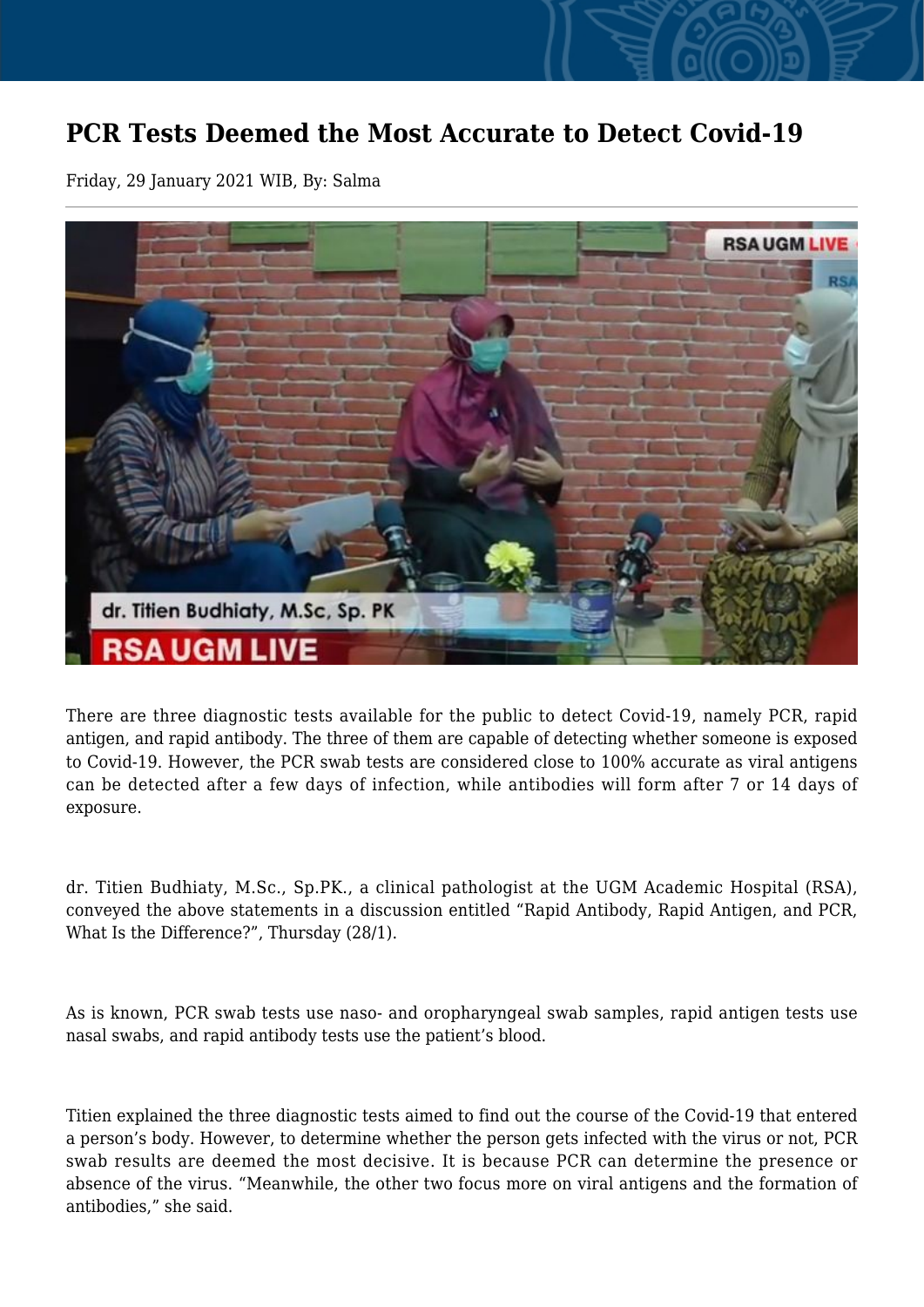# PCR Tests Deemed the Most Accurate to Detect Covid-19

Friday, 29 January 2021 WIB, By: Salma

There are three diagnostic tests available for the public to detect Covid-19, namely PCR, rapid antigen, and rapid antibody. The three of them are capable of detecting whether someone is exposed to Covid-19. However, the PCR swab tests are considered close to 100% accurate as viral antigens can be detected after a few days of infection, while antibodies will form after 7 or 14 days of exposure.

dr. Titien Budhiaty, M.Sc., Sp.PK., a clinical pathologist at the UGM Academic Hospital (RSA), conveyed the above statements in a discussion entitled "Rapid Antibody, Rapid Antigen, and PCR, What Is the Difference?", Thursday (28/1).

As is known, PCR swab tests use naso- and oropharyngeal swab samples, rapid antigen tests use nasal swabs, and rapid antibody tests use the patient's blood.

Titien explained the three diagnostic tests aimed to find out the course of the Covid-19 that entered a person's body. However, to determine whether the person gets infected with the virus or not, PCR swab results are deemed the most decisive. It is because PCR can determine the presence or absence of the virus. "Meanwhile, the other two focus more on viral antigens and the formation of antibodies," she said.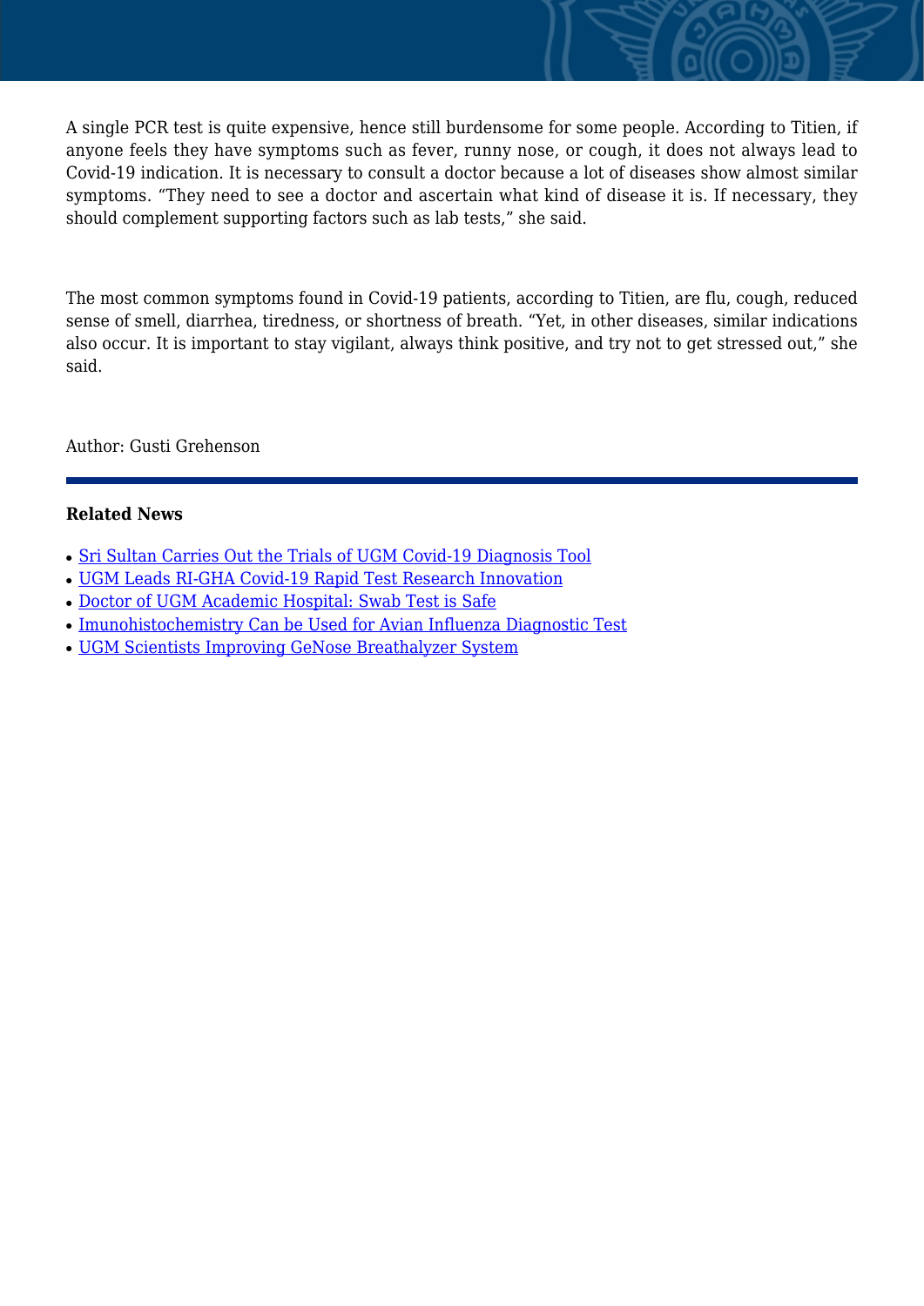A single PCR test is quite expensive, hence still burdensome for some people. According to Titien, if anyone feels they have symptoms such as fever, runny nose, or cough, it does not always lead to Covid-19 indication. It is necessary to consult a doctor because a lot of diseases show almost similar symptoms. "They need to see a doctor and ascertain what kind of disease it is. If necessary, they should complement supporting factors such as lab tests," she said.

The most common symptoms found in Covid-19 patients, according to Titien, are flu, cough, reduced sense of smell, diarrhea, tiredness, or shortness of breath. "Yet, in other diseases, similar indications also occur. It is important to stay vigilant, always think positive, and try not to get stressed out," she said.

Author: Gusti Grehenson

---

**Related News**

- Sri Sultan Carries Out the Trials of UGM Covid-19 Diagnosis Tool
- UGM Leads RI-GHA Covid-19 Rapid Test Research Innovation
- Doctor of UGM Academic Hospital: Swab Test is Safe
- Imunohistochemistry Can be Used for Avian Influenza Diagnostic Test
- UGM Scientists Improving GeNose Breathalyzer System